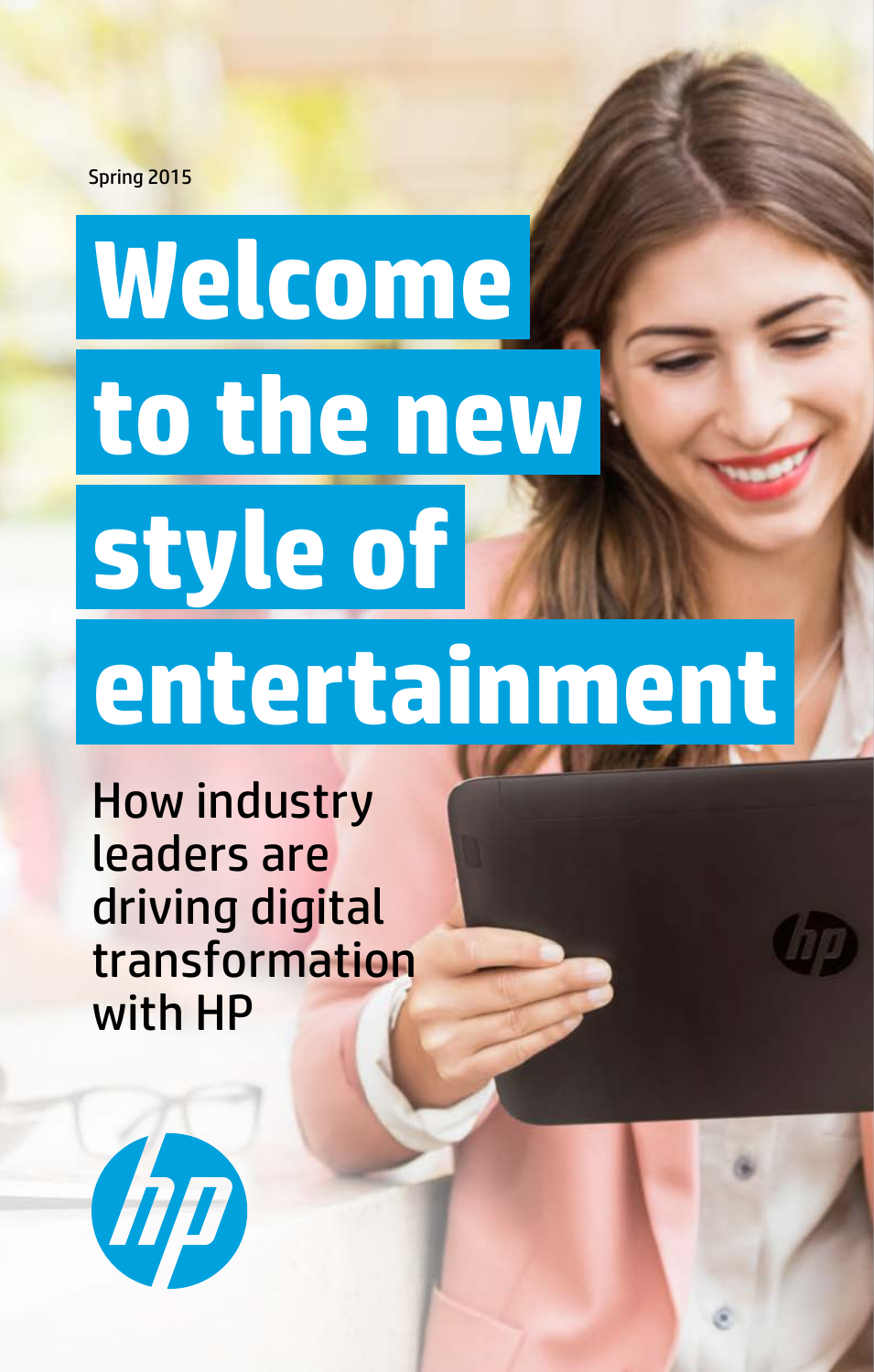Spring 2015

# Welcome to the new style of entertainment

How industry leaders are driving digital transformation with HP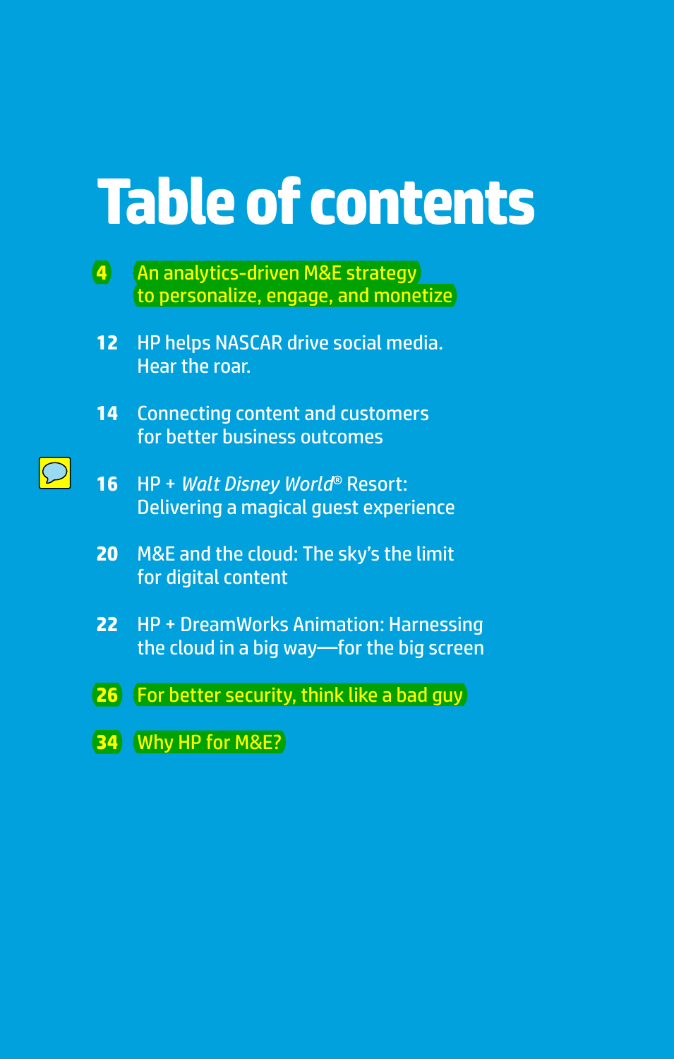# Table of contents

- 4 An analytics-driven M&E strategy to personalize, engage, and monetize
- 12 HP helps NASCAR drive social media. Hear the roar.
- 14 Connecting content and customers for better business outcomes
- 16 HP + *Walt Disney World*® Resort: Delivering a magical guest experience
- 20 M&E and the cloud: The sky's the limit for digital content
- 22 HP + DreamWorks Animation: Harnessing the cloud in a big way—for the big screen
- 26 For better security, think like a bad guy
- 34 Why HP for M&E?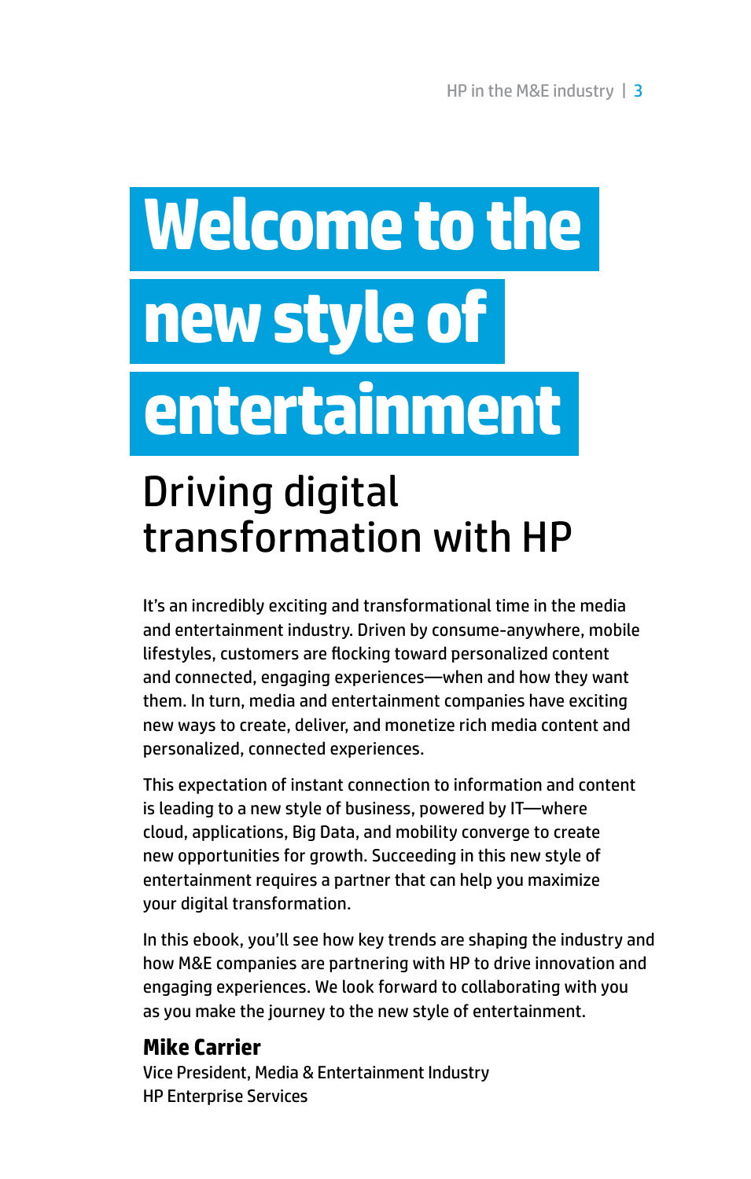# Welcome to the new style of entertainment

## Driving digital transformation with HP

It's an incredibly exciting and transformational time in the media and entertainment industry. Driven by consume-anywhere, mobile lifestyles, customers are flocking toward personalized content and connected, engaging experiences—when and how they want them. In turn, media and entertainment companies have exciting new ways to create, deliver, and monetize rich media content and personalized, connected experiences.

This expectation of instant connection to information and content is leading to a new style of business, powered by IT—where cloud, applications, Big Data, and mobility converge to create new opportunities for growth. Succeeding in this new style of entertainment requires a partner that can help you maximize your digital transformation.

In this ebook, you'll see how key trends are shaping the industry and how M&E companies are partnering with HP to drive innovation and engaging experiences. We look forward to collaborating with you as you make the journey to the new style of entertainment.

**Mike Carrier**
Vice President, Media & Entertainment Industry
HP Enterprise Services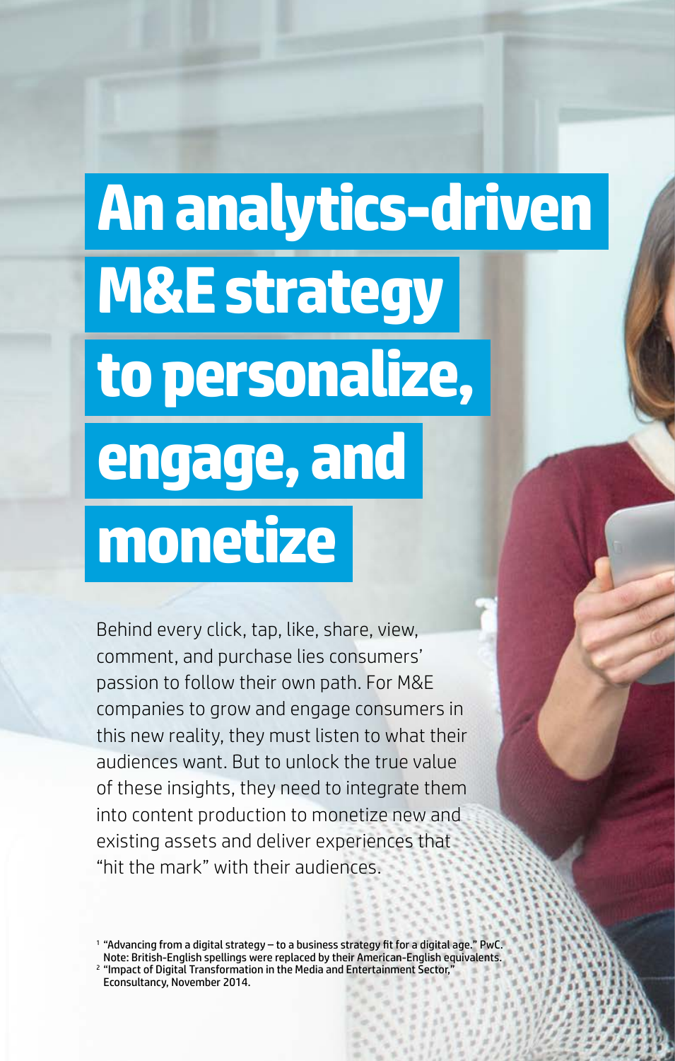# An analytics-driven M&E strategy to personalize, engage, and monetize

Behind every click, tap, like, share, view, comment, and purchase lies consumers' passion to follow their own path. For M&E companies to grow and engage consumers in this new reality, they must listen to what their audiences want. But to unlock the true value of these insights, they need to integrate them into content production to monetize new and existing assets and deliver experiences that "hit the mark" with their audiences.

[1] "Advancing from a digital strategy – to a business strategy fit for a digital age." PwC. Note: British-English spellings were replaced by their American-English equivalents.

[2] "Impact of Digital Transformation in the Media and Entertainment Sector," Econsultancy, November 2014.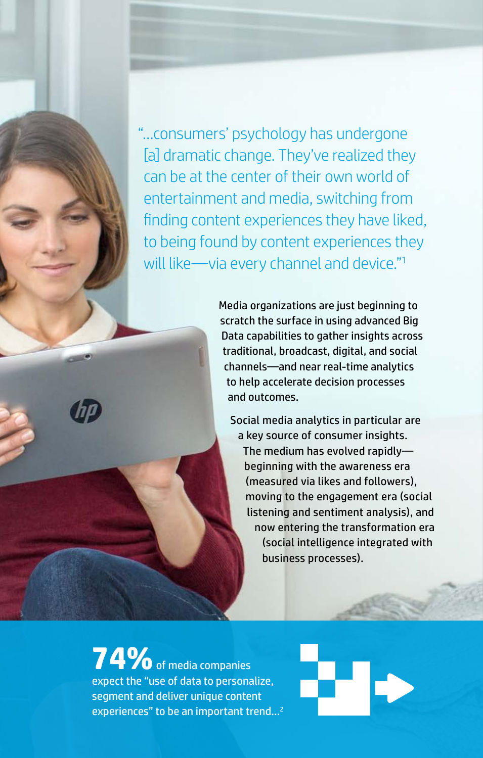"...consumers' psychology has undergone [a] dramatic change. They've realized they can be at the center of their own world of entertainment and media, switching from finding content experiences they have liked, to being found by content experiences they will like—via every channel and device."[1]

Media organizations are just beginning to scratch the surface in using advanced Big Data capabilities to gather insights across traditional, broadcast, digital, and social channels—and near real-time analytics to help accelerate decision processes and outcomes.

Social media analytics in particular are a key source of consumer insights. The medium has evolved rapidly—beginning with the awareness era (measured via likes and followers), moving to the engagement era (social listening and sentiment analysis), and now entering the transformation era (social intelligence integrated with business processes).

**74%** of media companies expect the "use of data to personalize, segment and deliver unique content experiences" to be an important trend...[2]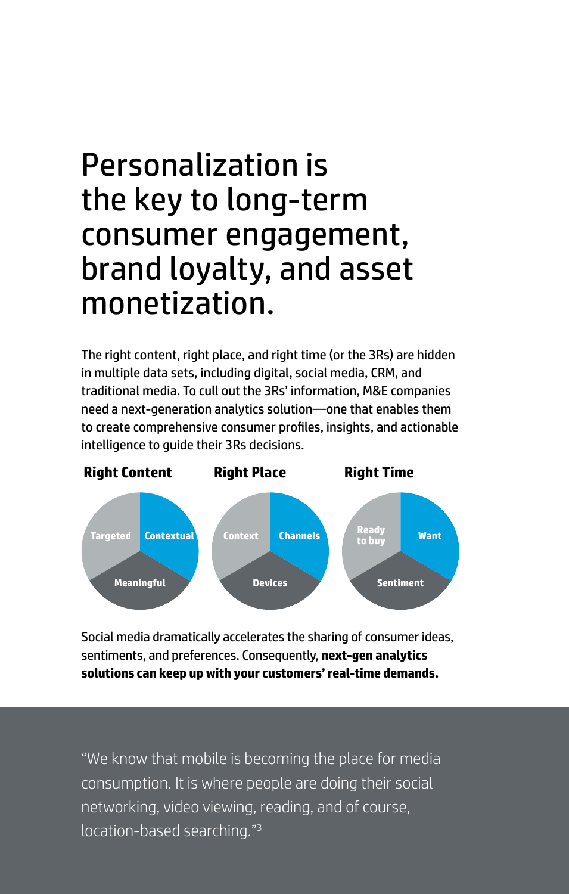# Personalization is the key to long-term consumer engagement, brand loyalty, and asset monetization.

The right content, right place, and right time (or the 3Rs) are hidden in multiple data sets, including digital, social media, CRM, and traditional media. To cull out the 3Rs' information, M&E companies need a next-generation analytics solution—one that enables them to create comprehensive consumer profiles, insights, and actionable intelligence to guide their 3Rs decisions.

**Right Content**

Targeted, Contextual, Meaningful

**Right Place**

Context, Channels, Devices

**Right Time**

Ready to buy, Want, Sentiment

Social media dramatically accelerates the sharing of consumer ideas, sentiments, and preferences. Consequently, **next-gen analytics solutions can keep up with your customers' real-time demands.**

"We know that mobile is becoming the place for media consumption. It is where people are doing their social networking, video viewing, reading, and of course, location-based searching."[3]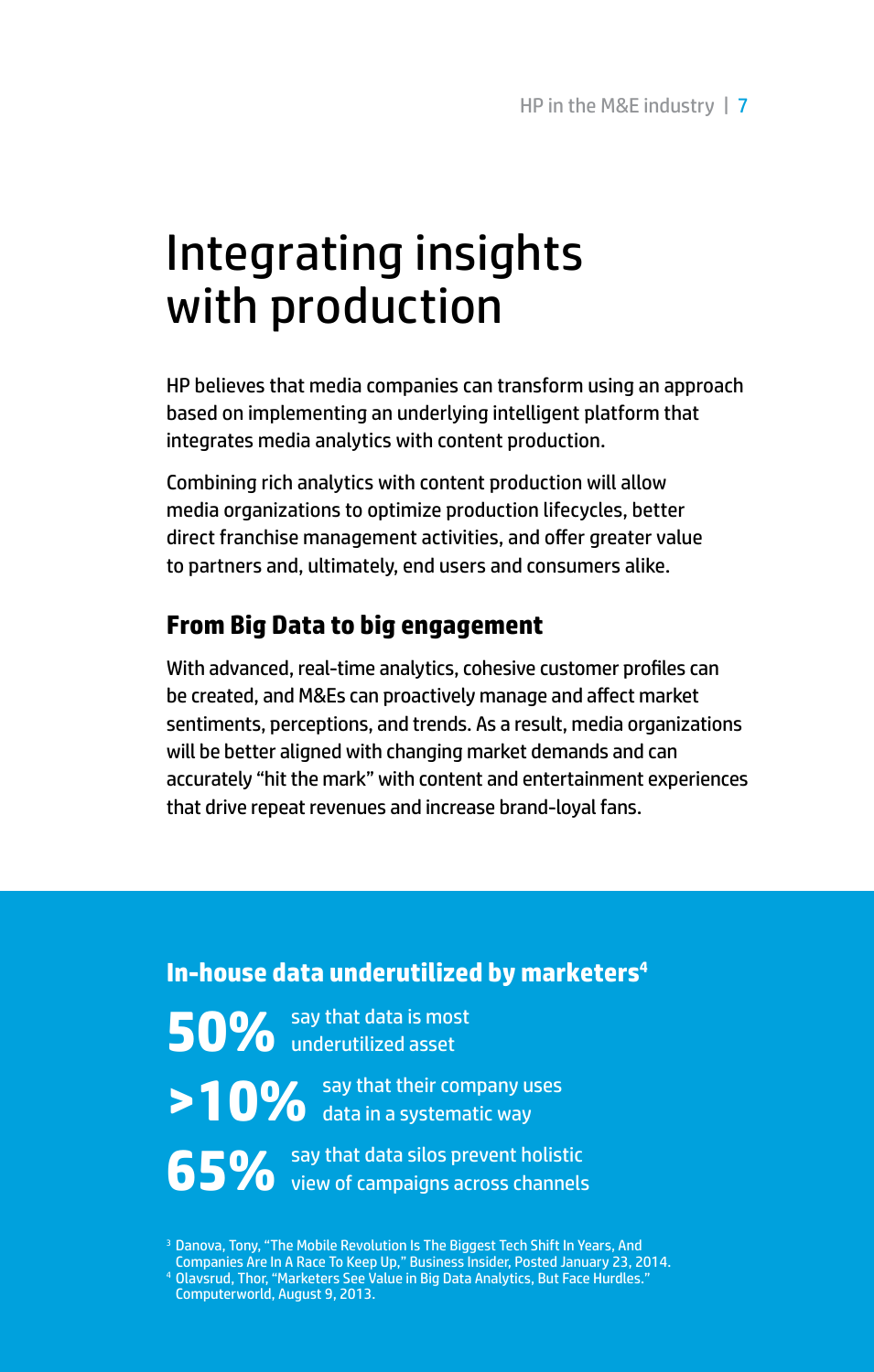# Integrating insights with production

HP believes that media companies can transform using an approach based on implementing an underlying intelligent platform that integrates media analytics with content production.

Combining rich analytics with content production will allow media organizations to optimize production lifecycles, better direct franchise management activities, and offer greater value to partners and, ultimately, end users and consumers alike.

## From Big Data to big engagement

With advanced, real-time analytics, cohesive customer profiles can be created, and M&Es can proactively manage and affect market sentiments, perceptions, and trends. As a result, media organizations will be better aligned with changing market demands and can accurately "hit the mark" with content and entertainment experiences that drive repeat revenues and increase brand-loyal fans.

### In-house data underutilized by marketers[4]

**50%** say that data is most underutilized asset

**>10%** say that their company uses data in a systematic way

**65%** say that data silos prevent holistic view of campaigns across channels

[3] Danova, Tony, "The Mobile Revolution Is The Biggest Tech Shift In Years, And Companies Are In A Race To Keep Up," Business Insider, Posted January 23, 2014.
[4] Olavsrud, Thor, "Marketers See Value in Big Data Analytics, But Face Hurdles." Computerworld, August 9, 2013.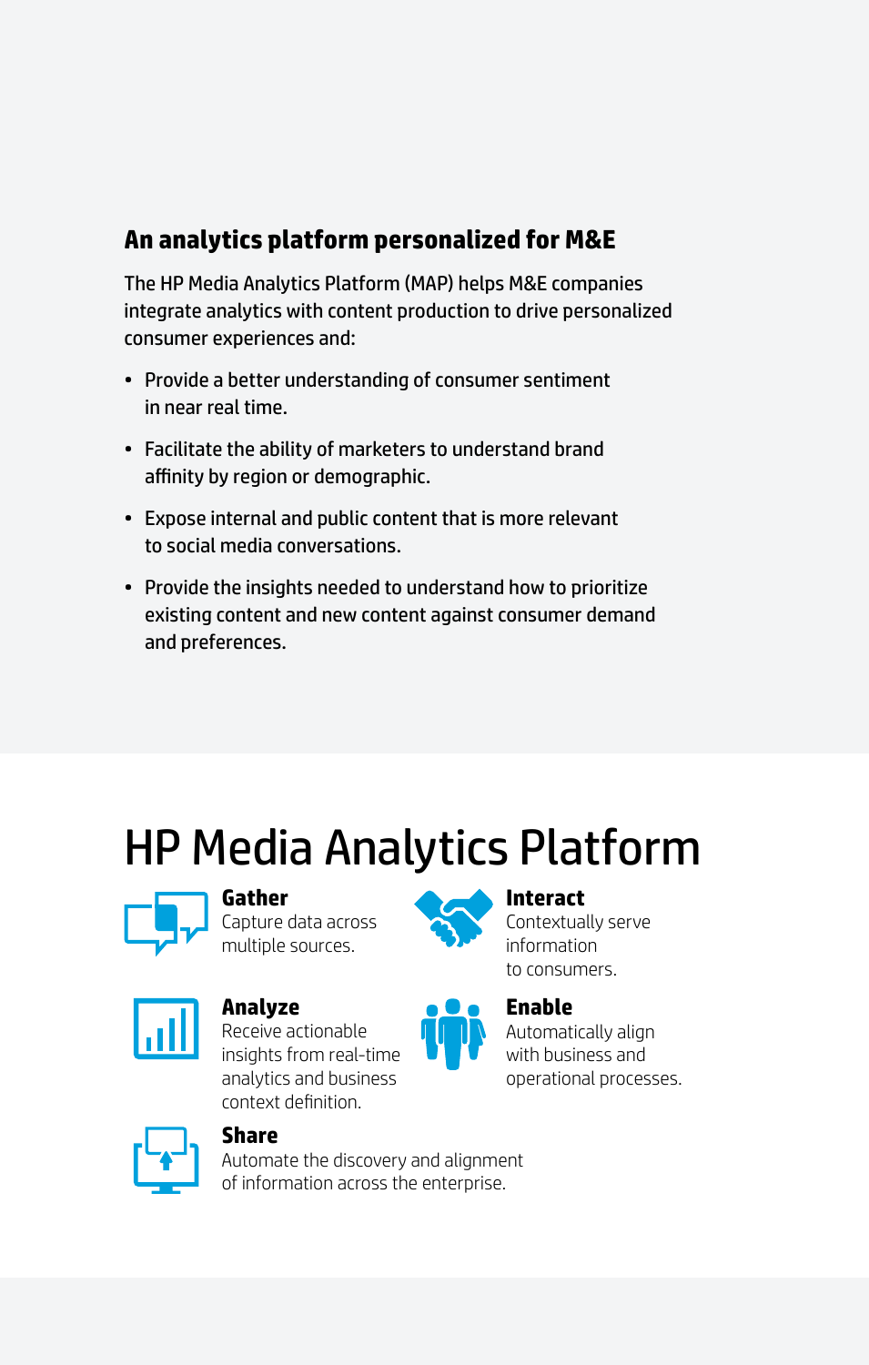## An analytics platform personalized for M&E

The HP Media Analytics Platform (MAP) helps M&E companies integrate analytics with content production to drive personalized consumer experiences and:

- Provide a better understanding of consumer sentiment in near real time.
- Facilitate the ability of marketers to understand brand affinity by region or demographic.
- Expose internal and public content that is more relevant to social media conversations.
- Provide the insights needed to understand how to prioritize existing content and new content against consumer demand and preferences.

# HP Media Analytics Platform

**Gather**
Capture data across multiple sources.

**Interact**
Contextually serve information to consumers.

**Analyze**
Receive actionable insights from real-time analytics and business context definition.

**Enable**
Automatically align with business and operational processes.

**Share**
Automate the discovery and alignment of information across the enterprise.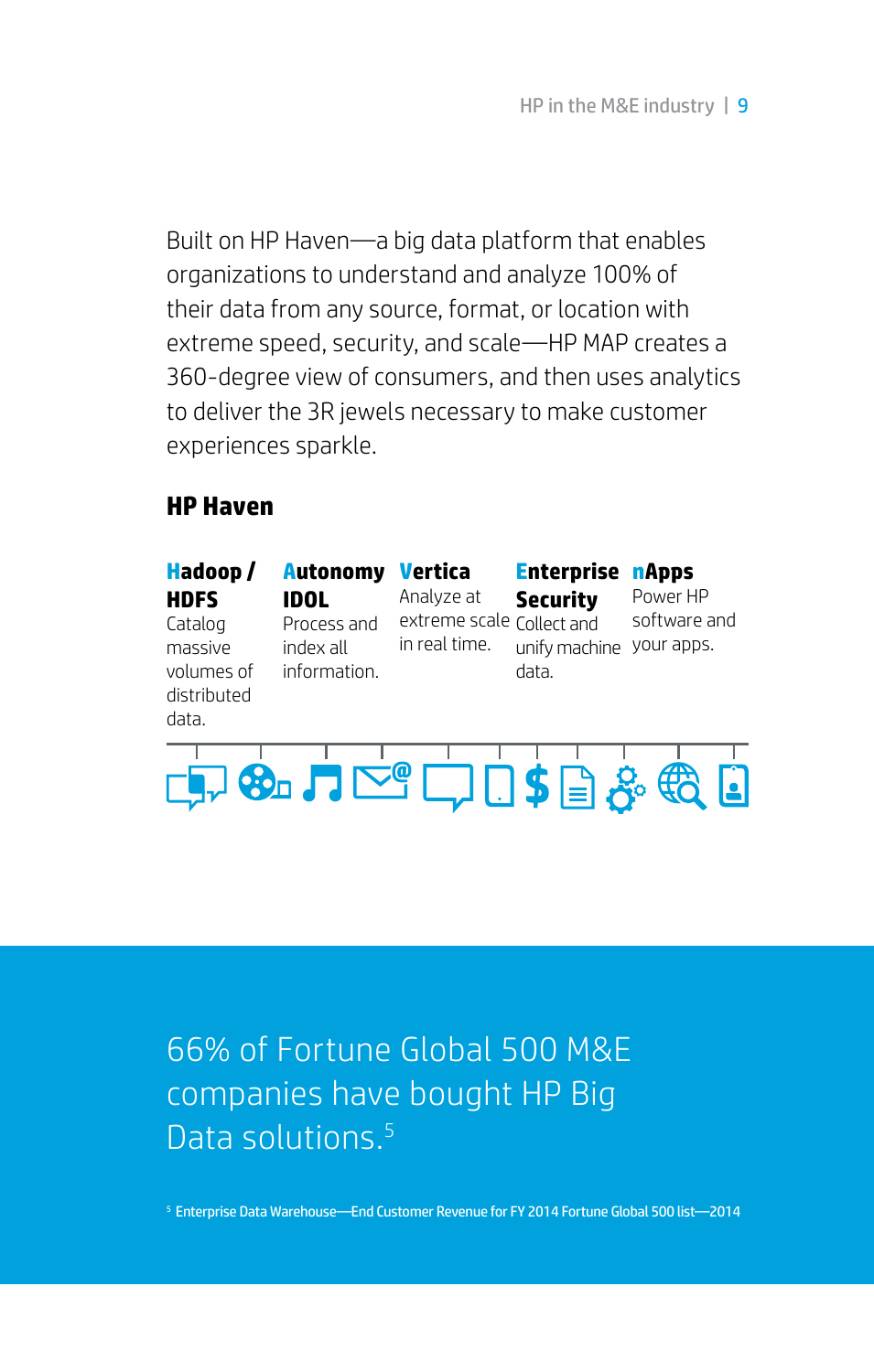Built on HP Haven—a big data platform that enables organizations to understand and analyze 100% of their data from any source, format, or location with extreme speed, security, and scale—HP MAP creates a 360-degree view of consumers, and then uses analytics to deliver the 3R jewels necessary to make customer experiences sparkle.

## HP Haven

**Hadoop / HDFS**
Catalog massive volumes of distributed data.

**Autonomy IDOL**
Process and index all information.

**Vertica**
Analyze at extreme scale in real time.

**Enterprise Security**
Collect and unify machine data.

**nApps**
Power HP software and your apps.

66% of Fortune Global 500 M&E companies have bought HP Big Data solutions.[5]

[5] Enterprise Data Warehouse—End Customer Revenue for FY 2014 Fortune Global 500 list—2014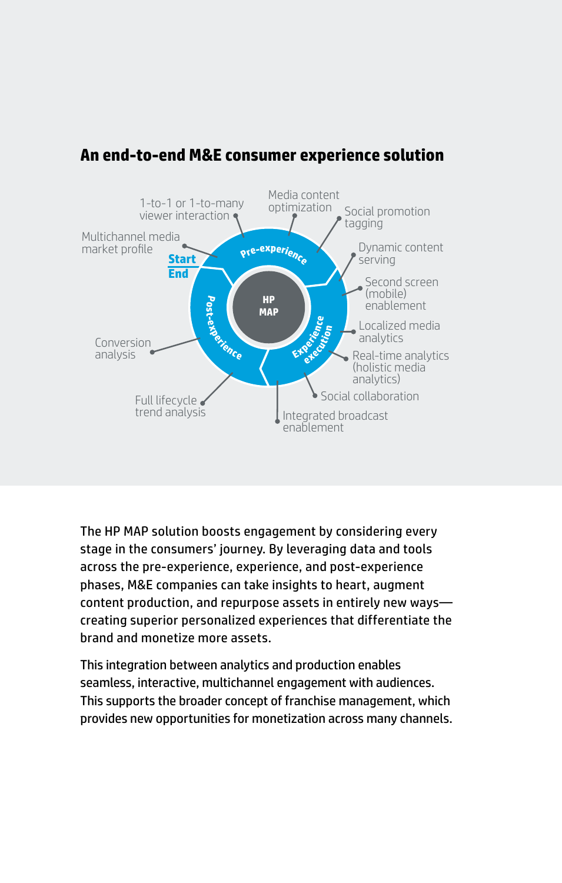## An end-to-end M&E consumer experience solution

- Pre-experience
  - Multichannel media market profile
  - 1-to-1 or 1-to-many viewer interaction
  - Media content optimization
  - Social promotion tagging
- Experience execution
  - Dynamic content serving
  - Second screen (mobile) enablement
  - Localized media analytics
  - Real-time analytics (holistic media analytics)
  - Social collaboration
  - Integrated broadcast enablement
- Post-experience
  - Full lifecycle trend analysis
  - Conversion analysis

Start / End: HP MAP

The HP MAP solution boosts engagement by considering every stage in the consumers' journey. By leveraging data and tools across the pre-experience, experience, and post-experience phases, M&E companies can take insights to heart, augment content production, and repurpose assets in entirely new ways—creating superior personalized experiences that differentiate the brand and monetize more assets.

This integration between analytics and production enables seamless, interactive, multichannel engagement with audiences. This supports the broader concept of franchise management, which provides new opportunities for monetization across many channels.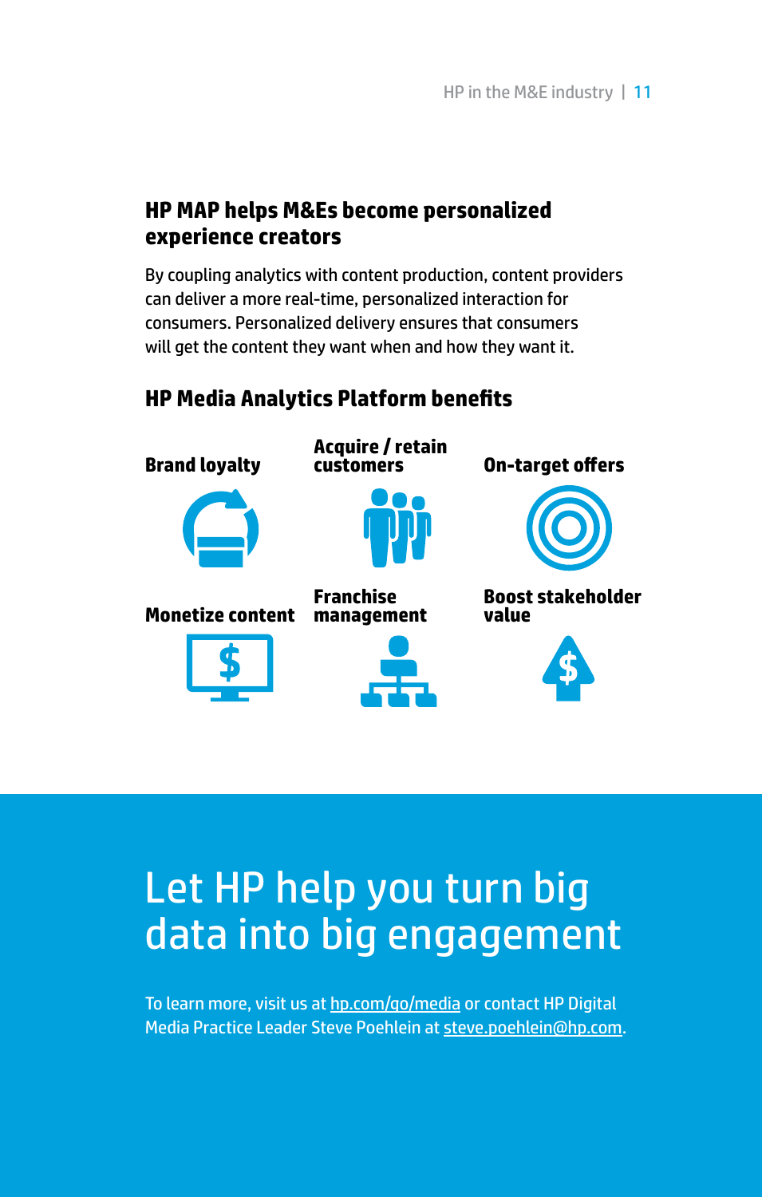## HP MAP helps M&Es become personalized experience creators

By coupling analytics with content production, content providers can deliver a more real-time, personalized interaction for consumers. Personalized delivery ensures that consumers will get the content they want when and how they want it.

### HP Media Analytics Platform benefits

- **Brand loyalty**
- **Acquire / retain customers**
- **On-target offers**
- **Monetize content**
- **Franchise management**
- **Boost stakeholder value**

# Let HP help you turn big data into big engagement

To learn more, visit us at hp.com/go/media or contact HP Digital Media Practice Leader Steve Poehlein at steve.poehlein@hp.com.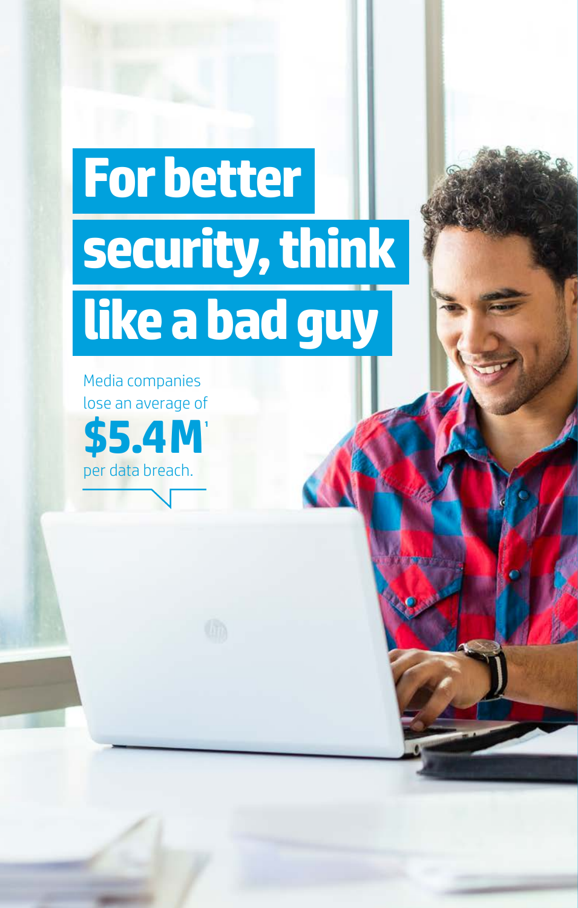# For better security, think like a bad guy

Media companies lose an average of

**$5.4M**[1]

per data breach.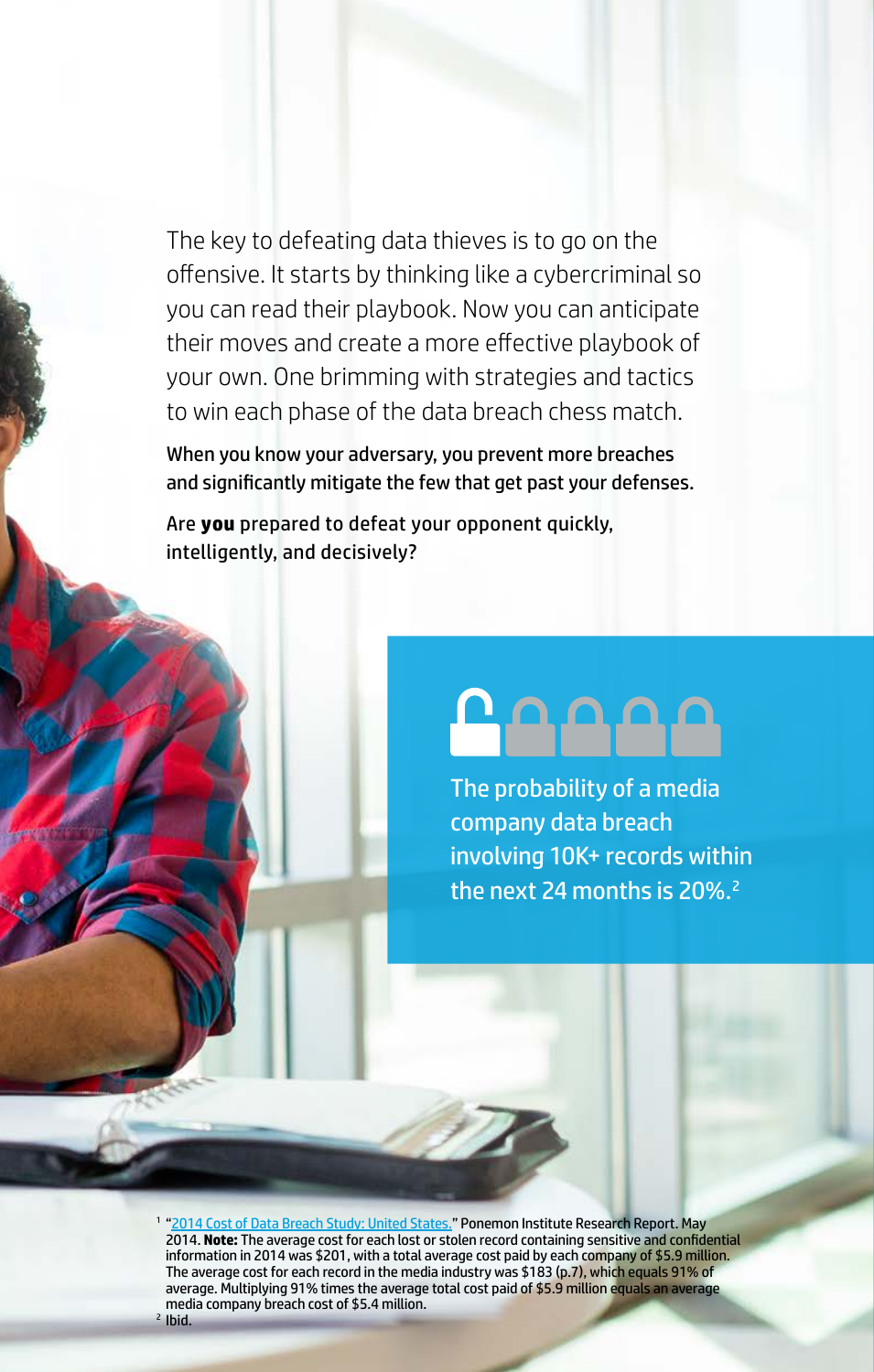The key to defeating data thieves is to go on the offensive. It starts by thinking like a cybercriminal so you can read their playbook. Now you can anticipate their moves and create a more effective playbook of your own. One brimming with strategies and tactics to win each phase of the data breach chess match.

When you know your adversary, you prevent more breaches and significantly mitigate the few that get past your defenses.

Are **you** prepared to defeat your opponent quickly, intelligently, and decisively?

The probability of a media company data breach involving 10K+ records within the next 24 months is 20%.[2]

[1] "2014 Cost of Data Breach Study: United States." Ponemon Institute Research Report. May 2014. **Note:** The average cost for each lost or stolen record containing sensitive and confidential information in 2014 was $201, with a total average cost paid by each company of $5.9 million. The average cost for each record in the media industry was $183 (p.7), which equals 91% of average. Multiplying 91% times the average total cost paid of $5.9 million equals an average media company breach cost of $5.4 million.

[2] Ibid.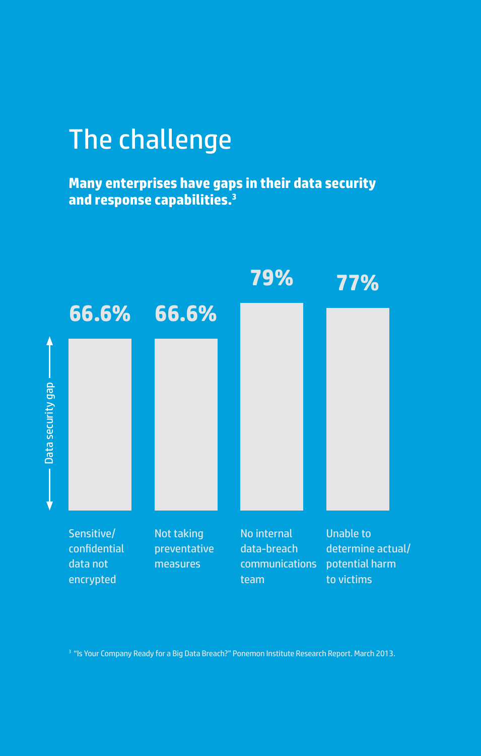# The challenge

**Many enterprises have gaps in their data security and response capabilities.[3]**

Data security gap

| 66.6% | 66.6% | 79% | 77% |
|---|---|---|---|
| Sensitive/ confidential data not encrypted | Not taking preventative measures | No internal data-breach communications team | Unable to determine actual/ potential harm to victims |

[3] "Is Your Company Ready for a Big Data Breach?" Ponemon Institute Research Report. March 2013.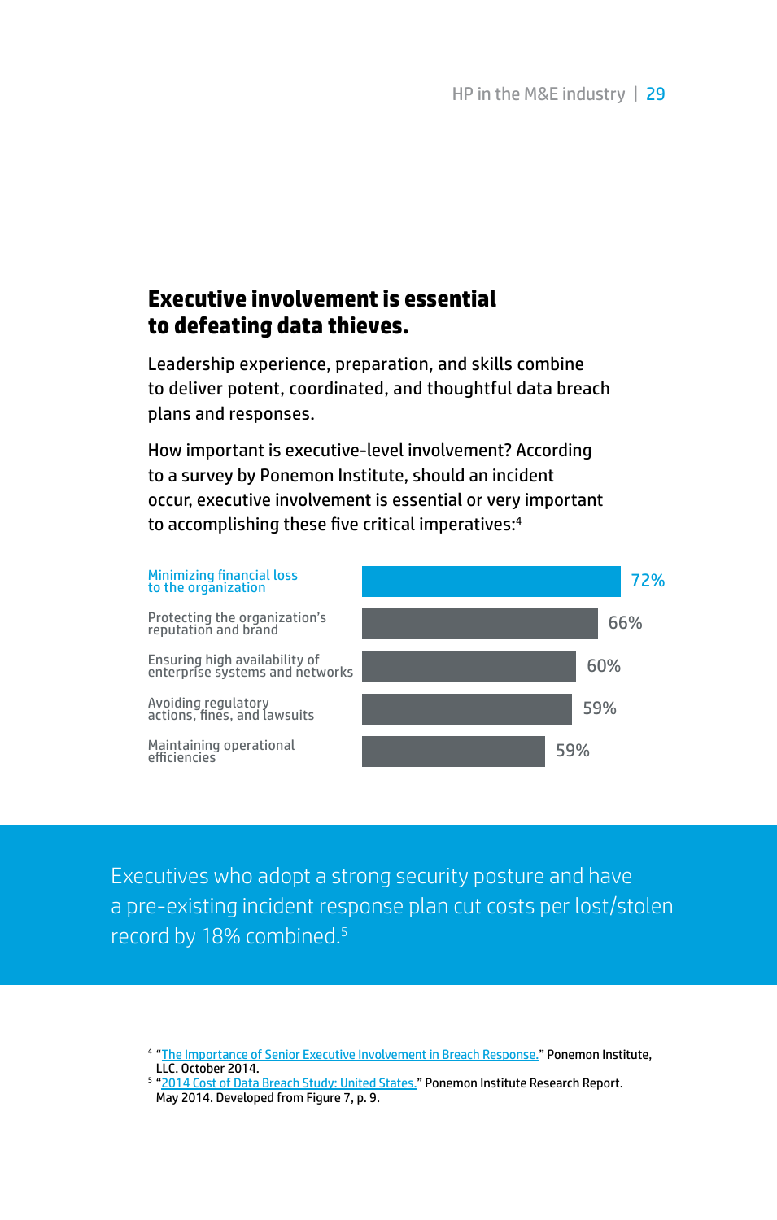## Executive involvement is essential to defeating data thieves.

Leadership experience, preparation, and skills combine to deliver potent, coordinated, and thoughtful data breach plans and responses.

How important is executive-level involvement? According to a survey by Ponemon Institute, should an incident occur, executive involvement is essential or very important to accomplishing these five critical imperatives:[4]

| Imperative | Percentage |
| --- | --- |
| Minimizing financial loss to the organization | 72% |
| Protecting the organization's reputation and brand | 66% |
| Ensuring high availability of enterprise systems and networks | 60% |
| Avoiding regulatory actions, fines, and lawsuits | 59% |
| Maintaining operational efficiencies | 59% |

Executives who adopt a strong security posture and have a pre-existing incident response plan cut costs per lost/stolen record by 18% combined.[5]

[4] "The Importance of Senior Executive Involvement in Breach Response." Ponemon Institute, LLC. October 2014.

[5] "2014 Cost of Data Breach Study: United States." Ponemon Institute Research Report. May 2014. Developed from Figure 7, p. 9.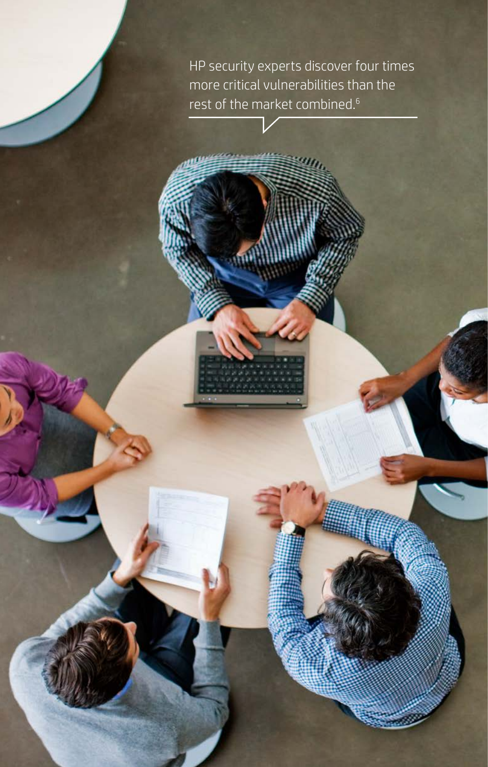HP security experts discover four times more critical vulnerabilities than the rest of the market combined.[6]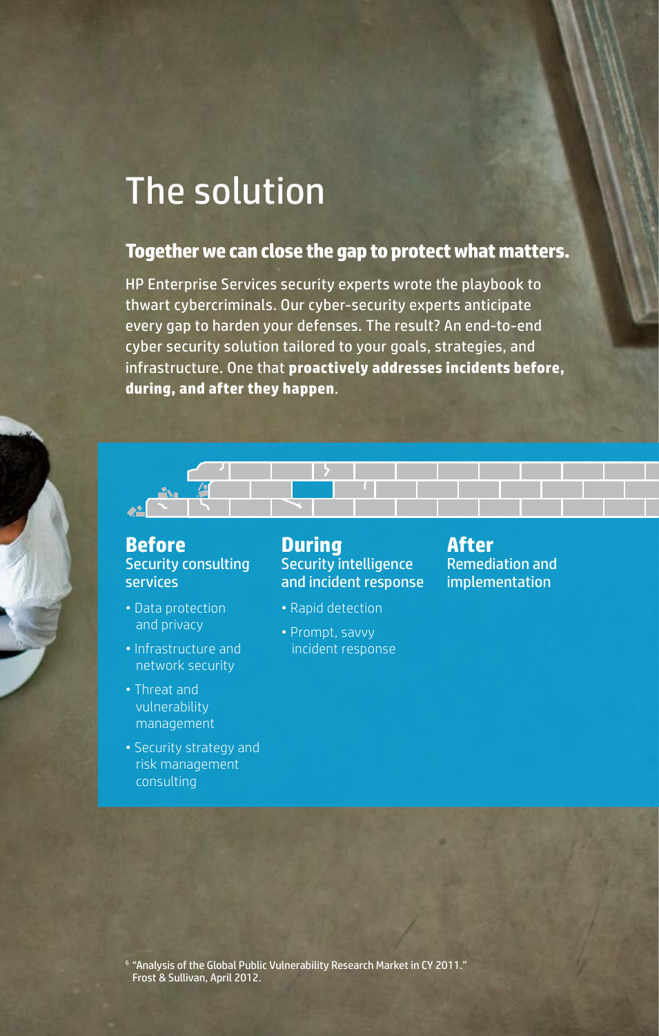# The solution

## Together we can close the gap to protect what matters.

HP Enterprise Services security experts wrote the playbook to thwart cybercriminals. Our cyber-security experts anticipate every gap to harden your defenses. The result? An end-to-end cyber security solution tailored to your goals, strategies, and infrastructure. One that **proactively addresses incidents before, during, and after they happen**.

### Before
Security consulting services

- Data protection and privacy
- Infrastructure and network security
- Threat and vulnerability management
- Security strategy and risk management consulting

### During
Security intelligence and incident response

- Rapid detection
- Prompt, savvy incident response

### After
Remediation and implementation

[6] "Analysis of the Global Public Vulnerability Research Market in CY 2011." Frost & Sullivan, April 2012.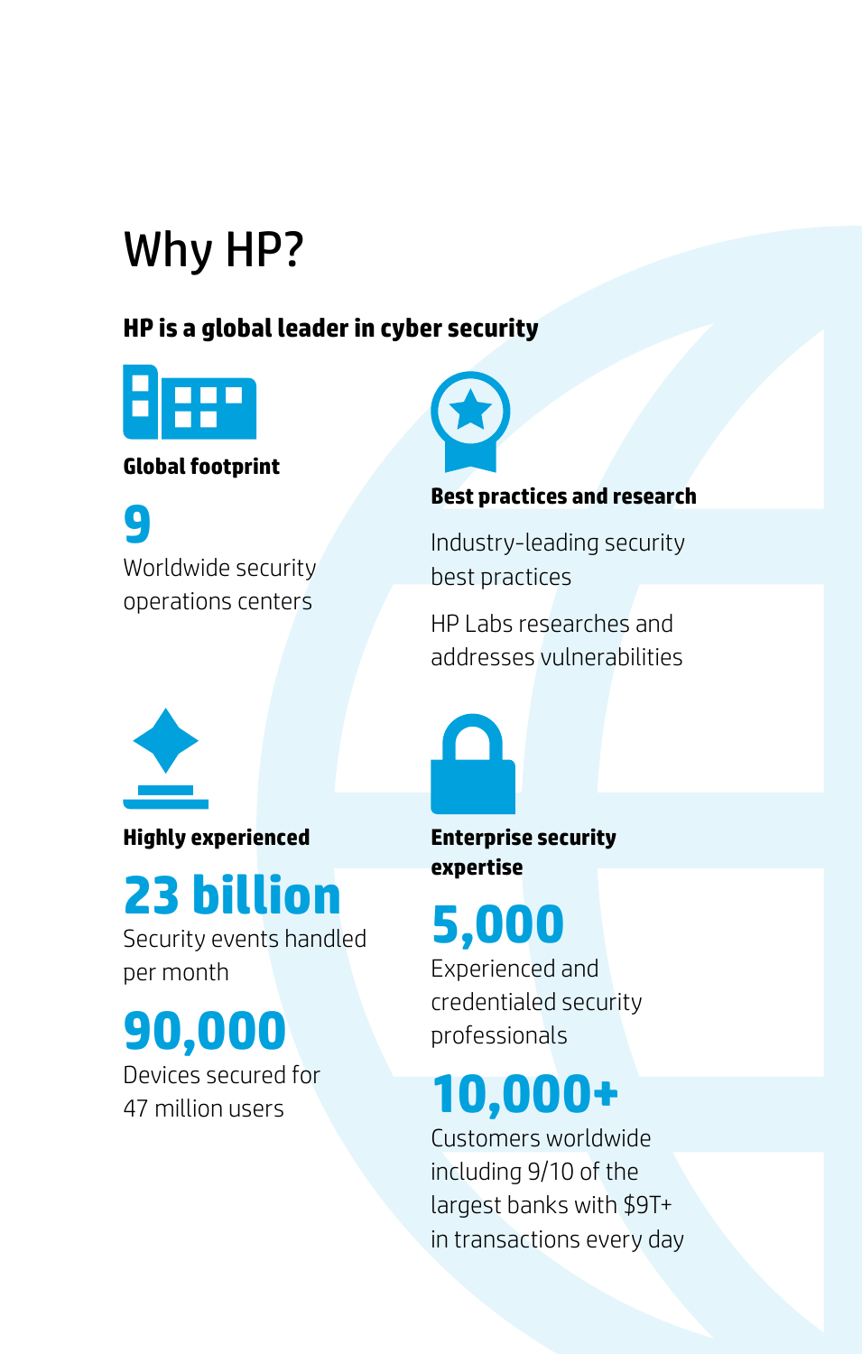# Why HP?

**HP is a global leader in cyber security**

**Global footprint**

**9**
Worldwide security operations centers

**Best practices and research**

Industry-leading security best practices

HP Labs researches and addresses vulnerabilities

**Highly experienced**

**23 billion**
Security events handled per month

**90,000**
Devices secured for 47 million users

**Enterprise security expertise**

**5,000**
Experienced and credentialed security professionals

**10,000+**
Customers worldwide including 9/10 of the largest banks with $9T+ in transactions every day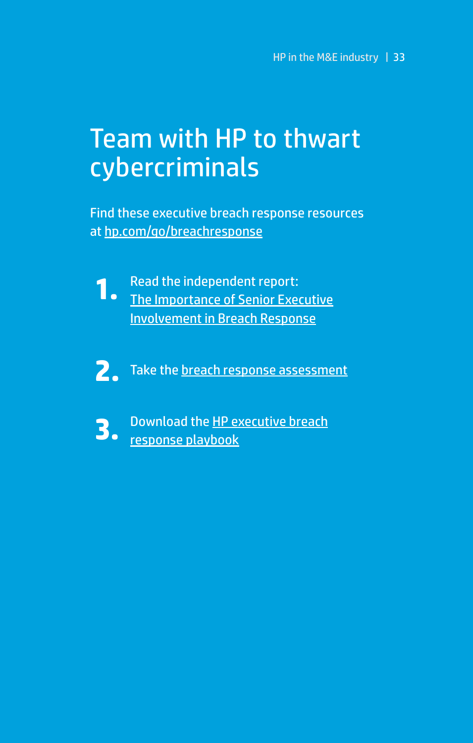# Team with HP to thwart cybercriminals

Find these executive breach response resources at hp.com/go/breachresponse

1. Read the independent report: The Importance of Senior Executive Involvement in Breach Response

2. Take the breach response assessment

3. Download the HP executive breach response playbook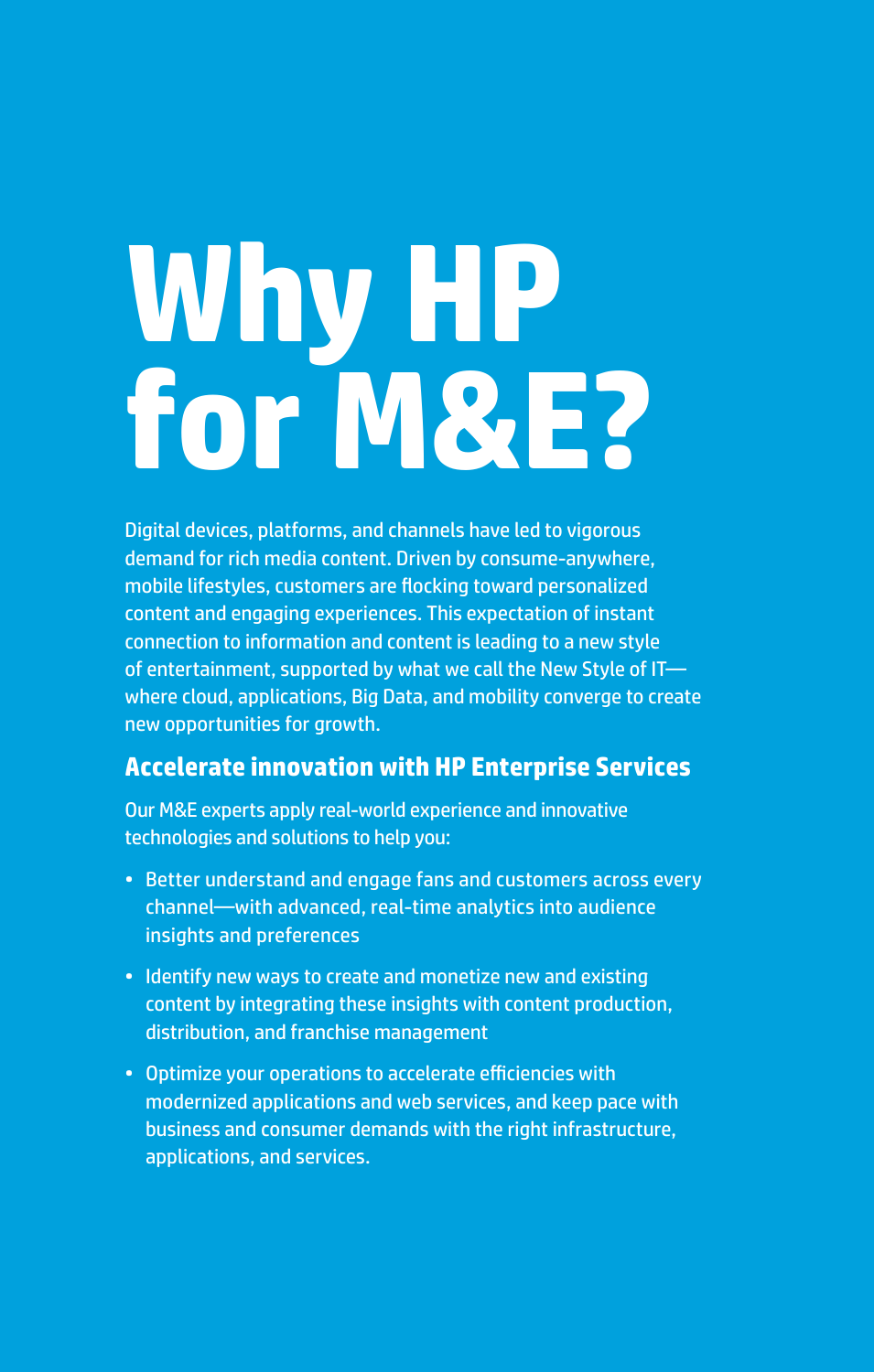# Why HP for M&E?

Digital devices, platforms, and channels have led to vigorous demand for rich media content. Driven by consume-anywhere, mobile lifestyles, customers are flocking toward personalized content and engaging experiences. This expectation of instant connection to information and content is leading to a new style of entertainment, supported by what we call the New Style of IT—where cloud, applications, Big Data, and mobility converge to create new opportunities for growth.

## Accelerate innovation with HP Enterprise Services

Our M&E experts apply real-world experience and innovative technologies and solutions to help you:

- Better understand and engage fans and customers across every channel—with advanced, real-time analytics into audience insights and preferences
- Identify new ways to create and monetize new and existing content by integrating these insights with content production, distribution, and franchise management
- Optimize your operations to accelerate efficiencies with modernized applications and web services, and keep pace with business and consumer demands with the right infrastructure, applications, and services.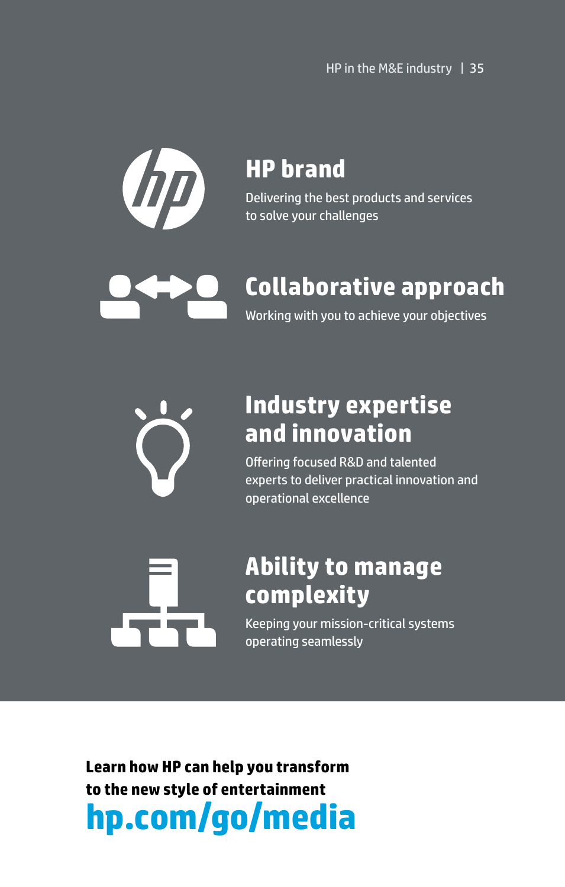## HP brand

Delivering the best products and services to solve your challenges

## Collaborative approach

Working with you to achieve your objectives

## Industry expertise and innovation

Offering focused R&D and talented experts to deliver practical innovation and operational excellence

## Ability to manage complexity

Keeping your mission-critical systems operating seamlessly

**Learn how HP can help you transform to the new style of entertainment**

**hp.com/go/media**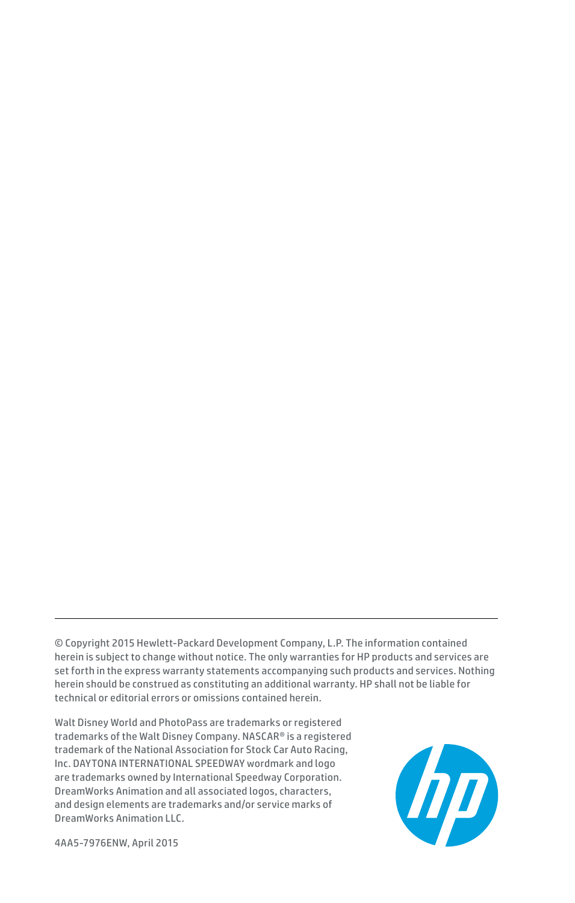© Copyright 2015 Hewlett-Packard Development Company, L.P. The information contained herein is subject to change without notice. The only warranties for HP products and services are set forth in the express warranty statements accompanying such products and services. Nothing herein should be construed as constituting an additional warranty. HP shall not be liable for technical or editorial errors or omissions contained herein.

Walt Disney World and PhotoPass are trademarks or registered trademarks of the Walt Disney Company. NASCAR® is a registered trademark of the National Association for Stock Car Auto Racing, Inc. DAYTONA INTERNATIONAL SPEEDWAY wordmark and logo are trademarks owned by International Speedway Corporation. DreamWorks Animation and all associated logos, characters, and design elements are trademarks and/or service marks of DreamWorks Animation LLC.

4AA5-7976ENW, April 2015